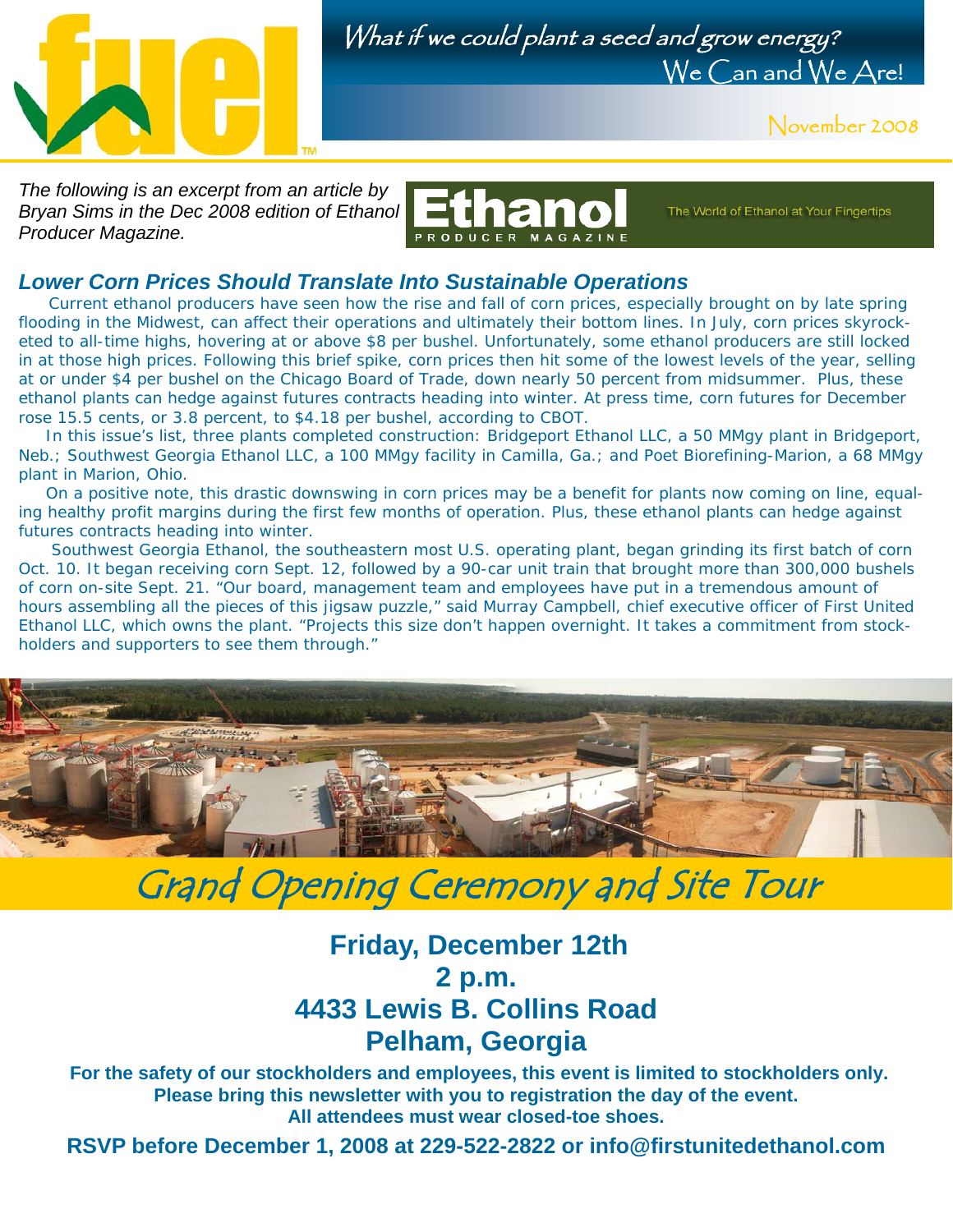fuel™

What if we could plant a seed and grow energy?
We Can and We Are!

November 2008

*The following is an excerpt from an article by Bryan Sims in the Dec 2008 edition of Ethanol Producer Magazine.*

Ethanol PRODUCER MAGAZINE — The World of Ethanol at Your Fingertips

## *Lower Corn Prices Should Translate Into Sustainable Operations*

Current ethanol producers have seen how the rise and fall of corn prices, especially brought on by late spring flooding in the Midwest, can affect their operations and ultimately their bottom lines. In July, corn prices skyrocketed to all-time highs, hovering at or above $8 per bushel. Unfortunately, some ethanol producers are still locked in at those high prices. Following this brief spike, corn prices then hit some of the lowest levels of the year, selling at or under $4 per bushel on the Chicago Board of Trade, down nearly 50 percent from midsummer. Plus, these ethanol plants can hedge against futures contracts heading into winter. At press time, corn futures for December rose 15.5 cents, or 3.8 percent, to $4.18 per bushel, according to CBOT.

In this issue's list, three plants completed construction: Bridgeport Ethanol LLC, a 50 MMgy plant in Bridgeport, Neb.; Southwest Georgia Ethanol LLC, a 100 MMgy facility in Camilla, Ga.; and Poet Biorefining-Marion, a 68 MMgy plant in Marion, Ohio.

On a positive note, this drastic downswing in corn prices may be a benefit for plants now coming on line, equaling healthy profit margins during the first few months of operation. Plus, these ethanol plants can hedge against futures contracts heading into winter.

Southwest Georgia Ethanol, the southeastern most U.S. operating plant, began grinding its first batch of corn Oct. 10. It began receiving corn Sept. 12, followed by a 90-car unit train that brought more than 300,000 bushels of corn on-site Sept. 21. "Our board, management team and employees have put in a tremendous amount of hours assembling all the pieces of this jigsaw puzzle," said Murray Campbell, chief executive officer of First United Ethanol LLC, which owns the plant. "Projects this size don't happen overnight. It takes a commitment from stockholders and supporters to see them through."

# Grand Opening Ceremony and Site Tour

**Friday, December 12th**
**2 p.m.**
**4433 Lewis B. Collins Road**
**Pelham, Georgia**

**For the safety of our stockholders and employees, this event is limited to stockholders only.**
**Please bring this newsletter with you to registration the day of the event.**
**All attendees must wear closed-toe shoes.**

**RSVP before December 1, 2008 at 229-522-2822 or info@firstunitedethanol.com**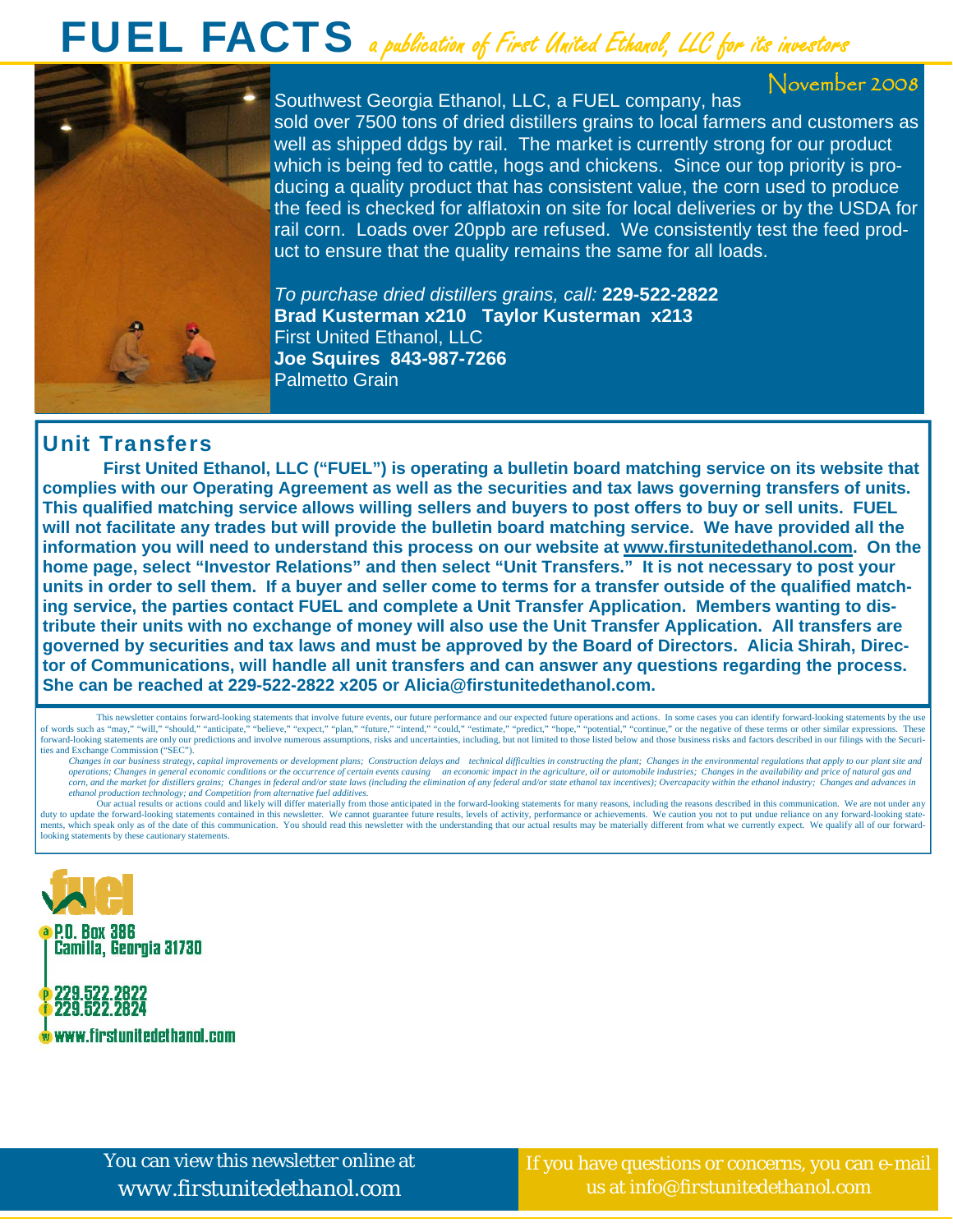# FUEL FACTS *a publication of First United Ethanol, LLC for its investors*

November 2008

Southwest Georgia Ethanol, LLC, a FUEL company, has sold over 7500 tons of dried distillers grains to local farmers and customers as well as shipped ddgs by rail. The market is currently strong for our product which is being fed to cattle, hogs and chickens. Since our top priority is producing a quality product that has consistent value, the corn used to produce the feed is checked for alflatoxin on site for local deliveries or by the USDA for rail corn. Loads over 20ppb are refused. We consistently test the feed product to ensure that the quality remains the same for all loads.

*To purchase dried distillers grains, call:* **229-522-2822**
**Brad Kusterman x210 Taylor Kusterman x213**
First United Ethanol, LLC
**Joe Squires 843-987-7266**
Palmetto Grain

## Unit Transfers

**First United Ethanol, LLC ("FUEL") is operating a bulletin board matching service on its website that complies with our Operating Agreement as well as the securities and tax laws governing transfers of units. This qualified matching service allows willing sellers and buyers to post offers to buy or sell units. FUEL will not facilitate any trades but will provide the bulletin board matching service. We have provided all the information you will need to understand this process on our website at www.firstunitedethanol.com. On the home page, select "Investor Relations" and then select "Unit Transfers." It is not necessary to post your units in order to sell them. If a buyer and seller come to terms for a transfer outside of the qualified matching service, the parties contact FUEL and complete a Unit Transfer Application. Members wanting to distribute their units with no exchange of money will also use the Unit Transfer Application. All transfers are governed by securities and tax laws and must be approved by the Board of Directors. Alicia Shirah, Director of Communications, will handle all unit transfers and can answer any questions regarding the process. She can be reached at 229-522-2822 x205 or Alicia@firstunitedethanol.com.**

This newsletter contains forward-looking statements that involve future events, our future performance and our expected future operations and actions. In some cases you can identify forward-looking statements by the use of words such as "may," "will," "should," "anticipate," "believe," "expect," "plan," "future," "intend," "could," "estimate," "predict," "hope," "potential," "continue," or the negative of these terms or other similar expressions. These forward-looking statements are only our predictions and involve numerous assumptions, risks and uncertainties, including, but not limited to those listed below and those business risks and factors described in our filings with the Securities and Exchange Commission ("SEC").

*Changes in our business strategy, capital improvements or development plans; Construction delays and technical difficulties in constructing the plant; Changes in the environmental regulations that apply to our plant site and operations; Changes in general economic conditions or the occurrence of certain events causing an economic impact in the agriculture, oil or automobile industries; Changes in the availability and price of natural gas and corn, and the market for distillers grains; Changes in federal and/or state laws (including the elimination of any federal and/or state ethanol tax incentives); Overcapacity within the ethanol industry; Changes and advances in ethanol production technology; and Competition from alternative fuel additives.*

Our actual results or actions could and likely will differ materially from those anticipated in the forward-looking statements for many reasons, including the reasons described in this communication. We are not under any duty to update the forward-looking statements contained in this newsletter. We cannot guarantee future results, levels of activity, performance or achievements. We caution you not to put undue reliance on any forward-looking statements, which speak only as of the date of this communication. You should read this newsletter with the understanding that our actual results may be materially different from what we currently expect. We qualify all of our forward-looking statements by these cautionary statements.

fuel

P.O. Box 386
Camilla, Georgia 31730

p 229.522.2822
f 229.522.2824

w www.firstunitedethanol.com

You can view this newsletter online at www.firstunitedethanol.com

If you have questions or concerns, you can e-mail us at info@firstunitedethanol.com